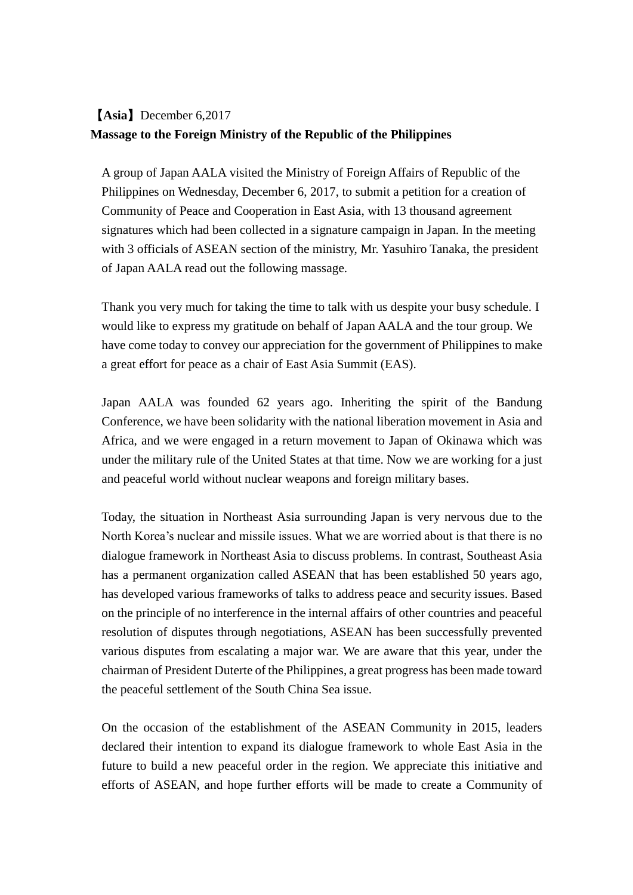**【Asia】**December 6,2017

**Massage to the Foreign Ministry of the Republic of the Philippines**

A group of Japan AALA visited the Ministry of Foreign Affairs of Republic of the Philippines on Wednesday, December 6, 2017, to submit a petition for a creation of Community of Peace and Cooperation in East Asia, with 13 thousand agreement signatures which had been collected in a signature campaign in Japan. In the meeting with 3 officials of ASEAN section of the ministry, Mr. Yasuhiro Tanaka, the president of Japan AALA read out the following massage.

Thank you very much for taking the time to talk with us despite your busy schedule. I would like to express my gratitude on behalf of Japan AALA and the tour group. We have come today to convey our appreciation for the government of Philippines to make a great effort for peace as a chair of East Asia Summit (EAS).

Japan AALA was founded 62 years ago. Inheriting the spirit of the Bandung Conference, we have been solidarity with the national liberation movement in Asia and Africa, and we were engaged in a return movement to Japan of Okinawa which was under the military rule of the United States at that time. Now we are working for a just and peaceful world without nuclear weapons and foreign military bases.

Today, the situation in Northeast Asia surrounding Japan is very nervous due to the North Korea's nuclear and missile issues. What we are worried about is that there is no dialogue framework in Northeast Asia to discuss problems. In contrast, Southeast Asia has a permanent organization called ASEAN that has been established 50 years ago, has developed various frameworks of talks to address peace and security issues. Based on the principle of no interference in the internal affairs of other countries and peaceful resolution of disputes through negotiations, ASEAN has been successfully prevented various disputes from escalating a major war. We are aware that this year, under the chairman of President Duterte of the Philippines, a great progress has been made toward the peaceful settlement of the South China Sea issue.

On the occasion of the establishment of the ASEAN Community in 2015, leaders declared their intention to expand its dialogue framework to whole East Asia in the future to build a new peaceful order in the region. We appreciate this initiative and efforts of ASEAN, and hope further efforts will be made to create a Community of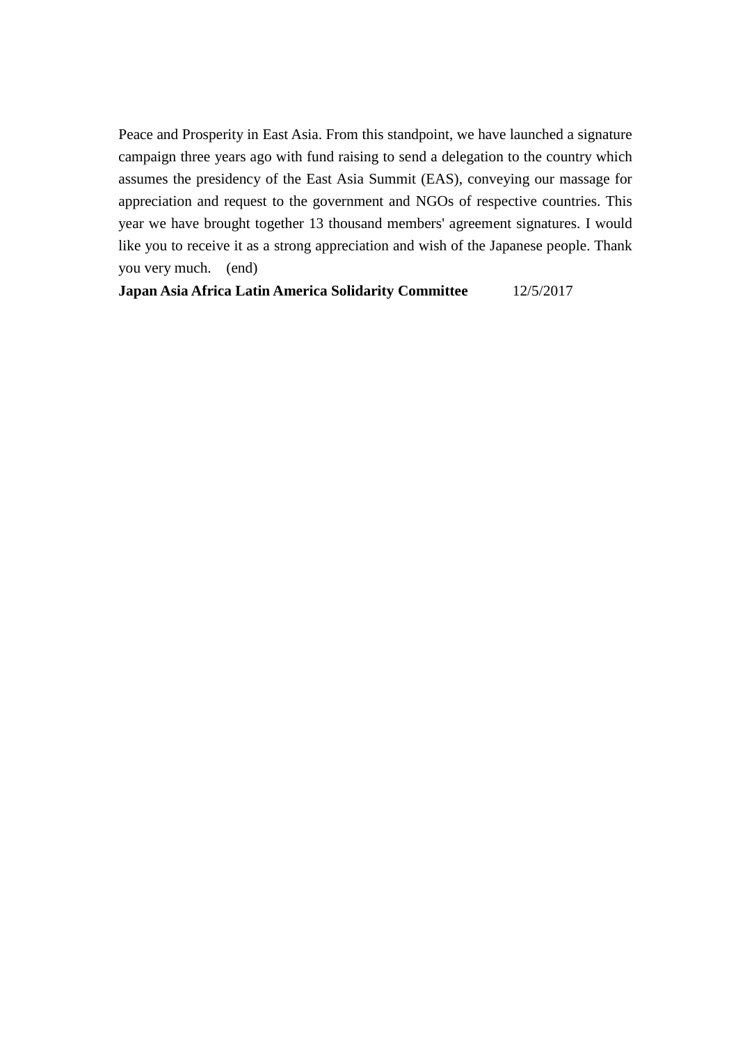Peace and Prosperity in East Asia. From this standpoint, we have launched a signature campaign three years ago with fund raising to send a delegation to the country which assumes the presidency of the East Asia Summit (EAS), conveying our massage for appreciation and request to the government and NGOs of respective countries. This year we have brought together 13 thousand members' agreement signatures. I would like you to receive it as a strong appreciation and wish of the Japanese people. Thank you very much.　(end)

**Japan Asia Africa Latin America Solidarity Committee**　　12/5/2017